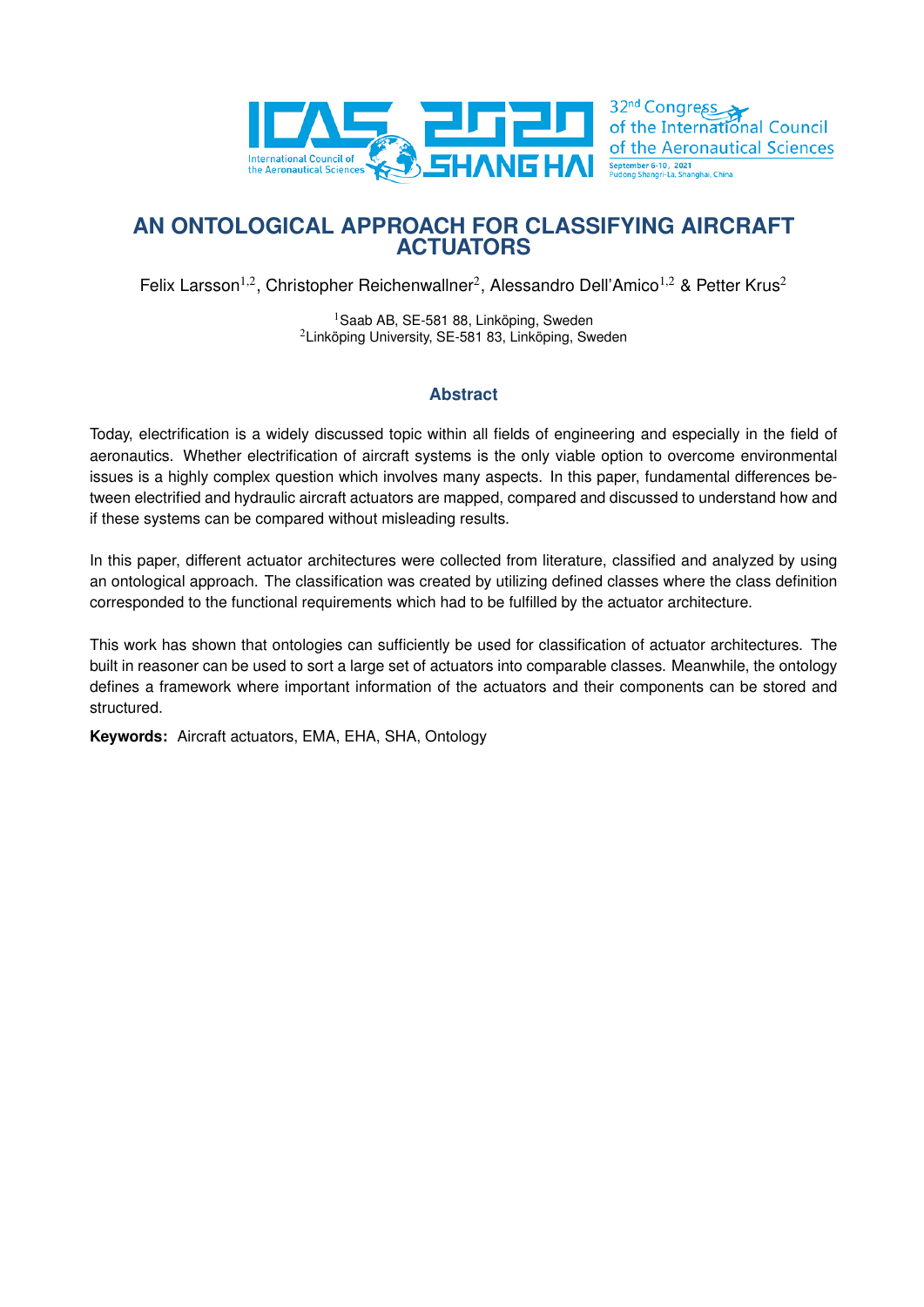# AN ONTOLOGICAL APPROACH FOR CLASSIFYING AIRCRAFT ACTUATORS

Felix Larsson[1,2], Christopher Reichenwallner[2], Alessandro Dell'Amico[1,2] & Petter Krus[2]

[1]Saab AB, SE-581 88, Linköping, Sweden
[2]Linköping University, SE-581 83, Linköping, Sweden

## Abstract

Today, electrification is a widely discussed topic within all fields of engineering and especially in the field of aeronautics. Whether electrification of aircraft systems is the only viable option to overcome environmental issues is a highly complex question which involves many aspects. In this paper, fundamental differences between electrified and hydraulic aircraft actuators are mapped, compared and discussed to understand how and if these systems can be compared without misleading results.

In this paper, different actuator architectures were collected from literature, classified and analyzed by using an ontological approach. The classification was created by utilizing defined classes where the class definition corresponded to the functional requirements which had to be fulfilled by the actuator architecture.

This work has shown that ontologies can sufficiently be used for classification of actuator architectures. The built in reasoner can be used to sort a large set of actuators into comparable classes. Meanwhile, the ontology defines a framework where important information of the actuators and their components can be stored and structured.

**Keywords:** Aircraft actuators, EMA, EHA, SHA, Ontology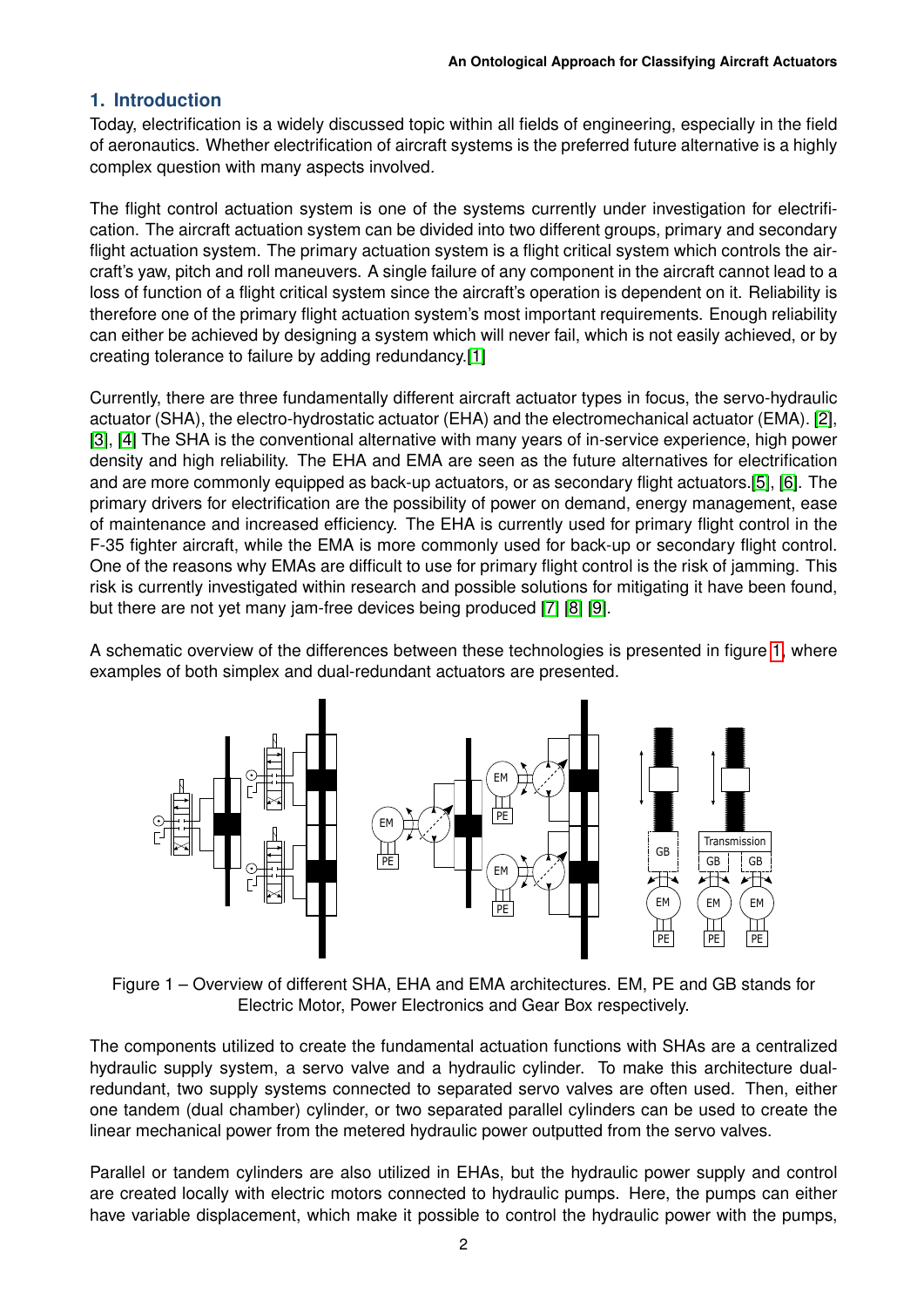## 1. Introduction

Today, electrification is a widely discussed topic within all fields of engineering, especially in the field of aeronautics. Whether electrification of aircraft systems is the preferred future alternative is a highly complex question with many aspects involved.

The flight control actuation system is one of the systems currently under investigation for electrification. The aircraft actuation system can be divided into two different groups, primary and secondary flight actuation system. The primary actuation system is a flight critical system which controls the aircraft's yaw, pitch and roll maneuvers. A single failure of any component in the aircraft cannot lead to a loss of function of a flight critical system since the aircraft's operation is dependent on it. Reliability is therefore one of the primary flight actuation system's most important requirements. Enough reliability can either be achieved by designing a system which will never fail, which is not easily achieved, or by creating tolerance to failure by adding redundancy.[1]

Currently, there are three fundamentally different aircraft actuator types in focus, the servo-hydraulic actuator (SHA), the electro-hydrostatic actuator (EHA) and the electromechanical actuator (EMA). [2], [3], [4] The SHA is the conventional alternative with many years of in-service experience, high power density and high reliability. The EHA and EMA are seen as the future alternatives for electrification and are more commonly equipped as back-up actuators, or as secondary flight actuators.[5], [6]. The primary drivers for electrification are the possibility of power on demand, energy management, ease of maintenance and increased efficiency. The EHA is currently used for primary flight control in the F-35 fighter aircraft, while the EMA is more commonly used for back-up or secondary flight control. One of the reasons why EMAs are difficult to use for primary flight control is the risk of jamming. This risk is currently investigated within research and possible solutions for mitigating it have been found, but there are not yet many jam-free devices being produced [7] [8] [9].

A schematic overview of the differences between these technologies is presented in figure 1, where examples of both simplex and dual-redundant actuators are presented.

Figure 1 – Overview of different SHA, EHA and EMA architectures. EM, PE and GB stands for Electric Motor, Power Electronics and Gear Box respectively.

The components utilized to create the fundamental actuation functions with SHAs are a centralized hydraulic supply system, a servo valve and a hydraulic cylinder. To make this architecture dual-redundant, two supply systems connected to separated servo valves are often used. Then, either one tandem (dual chamber) cylinder, or two separated parallel cylinders can be used to create the linear mechanical power from the metered hydraulic power outputted from the servo valves.

Parallel or tandem cylinders are also utilized in EHAs, but the hydraulic power supply and control are created locally with electric motors connected to hydraulic pumps. Here, the pumps can either have variable displacement, which make it possible to control the hydraulic power with the pumps,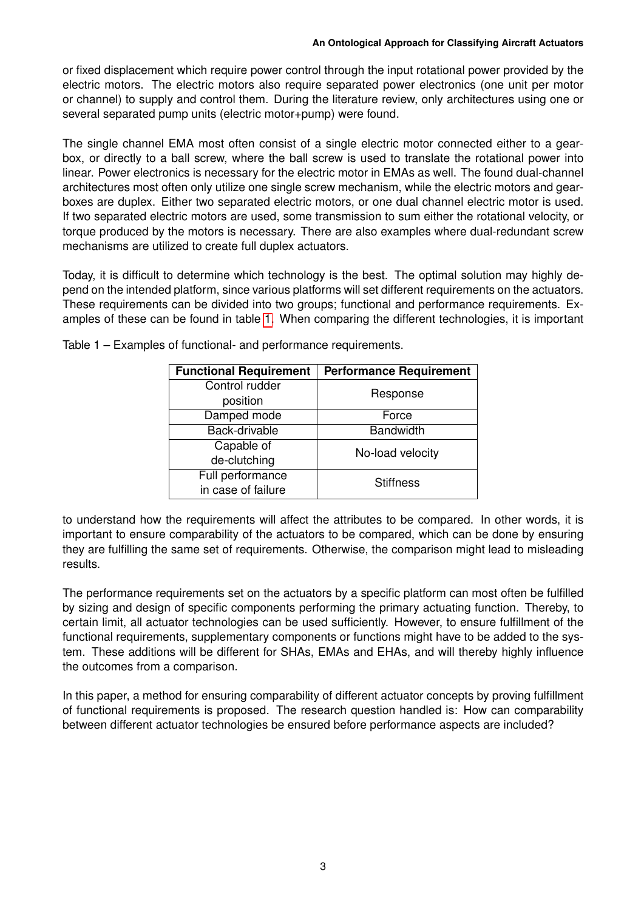or fixed displacement which require power control through the input rotational power provided by the electric motors. The electric motors also require separated power electronics (one unit per motor or channel) to supply and control them. During the literature review, only architectures using one or several separated pump units (electric motor+pump) were found.

The single channel EMA most often consist of a single electric motor connected either to a gearbox, or directly to a ball screw, where the ball screw is used to translate the rotational power into linear. Power electronics is necessary for the electric motor in EMAs as well. The found dual-channel architectures most often only utilize one single screw mechanism, while the electric motors and gearboxes are duplex. Either two separated electric motors, or one dual channel electric motor is used. If two separated electric motors are used, some transmission to sum either the rotational velocity, or torque produced by the motors is necessary. There are also examples where dual-redundant screw mechanisms are utilized to create full duplex actuators.

Today, it is difficult to determine which technology is the best. The optimal solution may highly depend on the intended platform, since various platforms will set different requirements on the actuators. These requirements can be divided into two groups; functional and performance requirements. Examples of these can be found in table 1. When comparing the different technologies, it is important to understand how the requirements will affect the attributes to be compared. In other words, it is important to ensure comparability of the actuators to be compared, which can be done by ensuring they are fulfilling the same set of requirements. Otherwise, the comparison might lead to misleading results.

Table 1 – Examples of functional- and performance requirements.

| Functional Requirement | Performance Requirement |
|---|---|
| Control rudder position | Response |
| Damped mode | Force |
| Back-drivable | Bandwidth |
| Capable of de-clutching | No-load velocity |
| Full performance in case of failure | Stiffness |

The performance requirements set on the actuators by a specific platform can most often be fulfilled by sizing and design of specific components performing the primary actuating function. Thereby, to certain limit, all actuator technologies can be used sufficiently. However, to ensure fulfillment of the functional requirements, supplementary components or functions might have to be added to the system. These additions will be different for SHAs, EMAs and EHAs, and will thereby highly influence the outcomes from a comparison.

In this paper, a method for ensuring comparability of different actuator concepts by proving fulfillment of functional requirements is proposed. The research question handled is: How can comparability between different actuator technologies be ensured before performance aspects are included?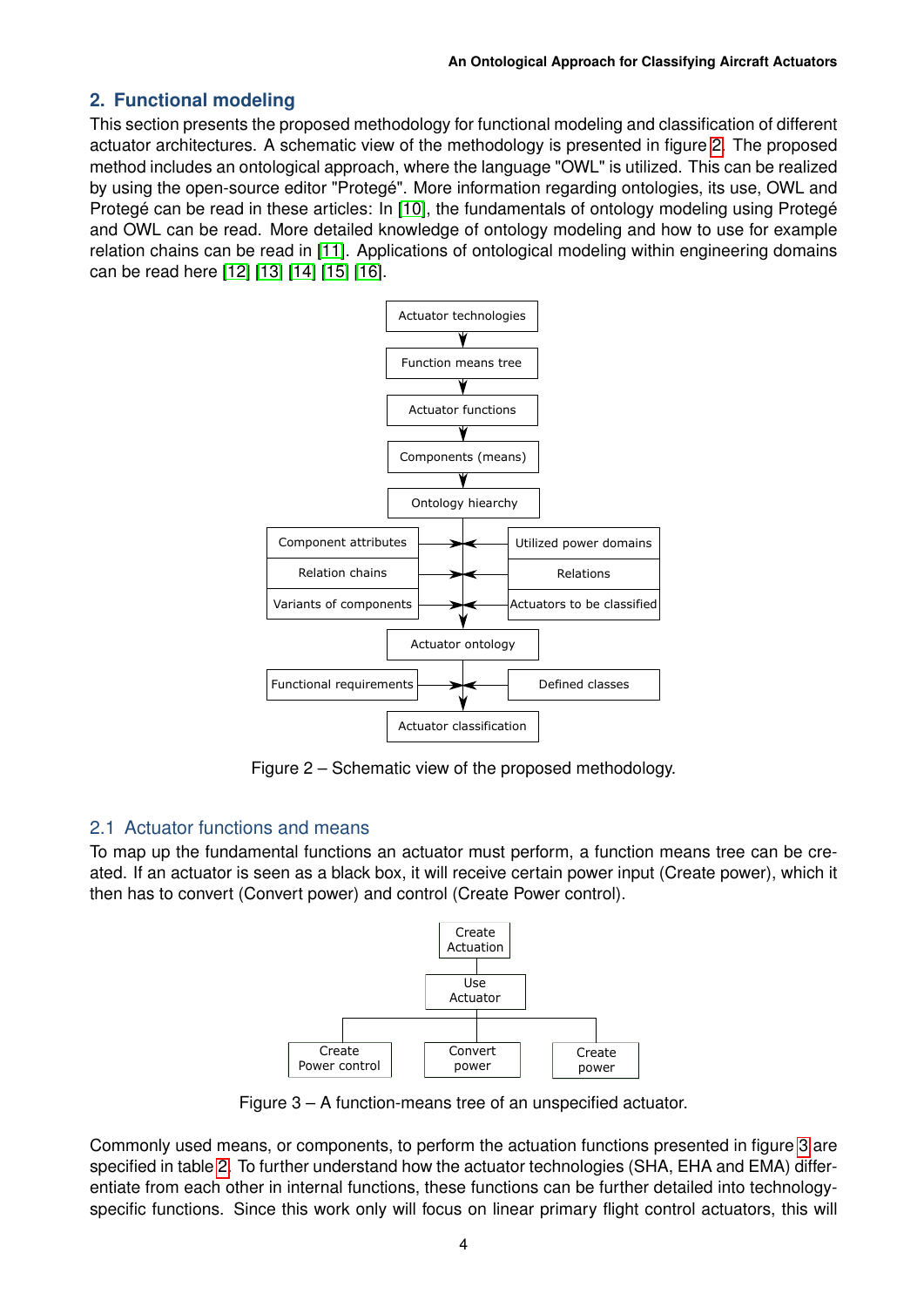## 2. Functional modeling

This section presents the proposed methodology for functional modeling and classification of different actuator architectures. A schematic view of the methodology is presented in figure 2. The proposed method includes an ontological approach, where the language "OWL" is utilized. This can be realized by using the open-source editor "Protegé". More information regarding ontologies, its use, OWL and Protegé can be read in these articles: In [10], the fundamentals of ontology modeling using Protegé and OWL can be read. More detailed knowledge of ontology modeling and how to use for example relation chains can be read in [11]. Applications of ontological modeling within engineering domains can be read here [12] [13] [14] [15] [16].

Figure 2 – Schematic view of the proposed methodology.

### 2.1 Actuator functions and means

To map up the fundamental functions an actuator must perform, a function means tree can be created. If an actuator is seen as a black box, it will receive certain power input (Create power), which it then has to convert (Convert power) and control (Create Power control).

Figure 3 – A function-means tree of an unspecified actuator.

Commonly used means, or components, to perform the actuation functions presented in figure 3 are specified in table 2. To further understand how the actuator technologies (SHA, EHA and EMA) differentiate from each other in internal functions, these functions can be further detailed into technology-specific functions. Since this work only will focus on linear primary flight control actuators, this will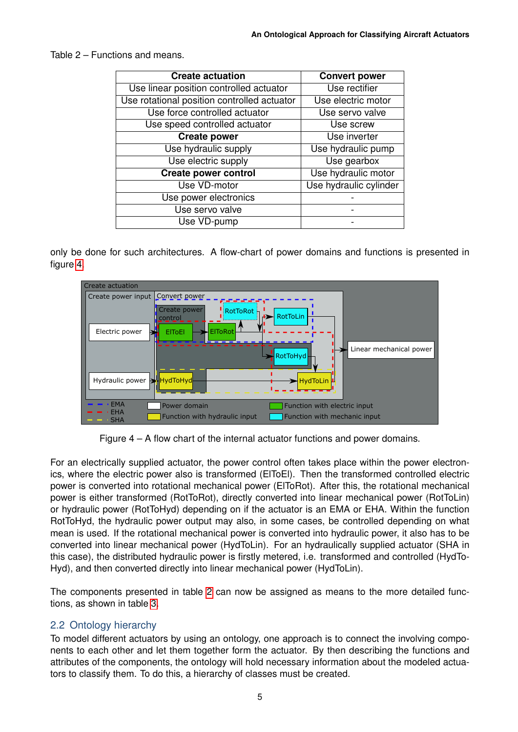Table 2 – Functions and means.

| Create actuation | Convert power |
|---|---|
| Use linear position controlled actuator | Use rectifier |
| Use rotational position controlled actuator | Use electric motor |
| Use force controlled actuator | Use servo valve |
| Use speed controlled actuator | Use screw |
| **Create power** | Use inverter |
| Use hydraulic supply | Use hydraulic pump |
| Use electric supply | Use gearbox |
| **Create power control** | Use hydraulic motor |
| Use VD-motor | Use hydraulic cylinder |
| Use power electronics | - |
| Use servo valve | - |
| Use VD-pump | - |

only be done for such architectures. A flow-chart of power domains and functions is presented in figure 4.

Figure 4 – A flow chart of the internal actuator functions and power domains.

For an electrically supplied actuator, the power control often takes place within the power electronics, where the electric power also is transformed (ElToEl). Then the transformed controlled electric power is converted into rotational mechanical power (ElToRot). After this, the rotational mechanical power is either transformed (RotToRot), directly converted into linear mechanical power (RotToLin) or hydraulic power (RotToHyd) depending on if the actuator is an EMA or EHA. Within the function RotToHyd, the hydraulic power output may also, in some cases, be controlled depending on what mean is used. If the rotational mechanical power is converted into hydraulic power, it also has to be converted into linear mechanical power (HydToLin). For an hydraulically supplied actuator (SHA in this case), the distributed hydraulic power is firstly metered, i.e. transformed and controlled (HydToHyd), and then converted directly into linear mechanical power (HydToLin).

The components presented in table 2 can now be assigned as means to the more detailed functions, as shown in table 3.

## 2.2 Ontology hierarchy

To model different actuators by using an ontology, one approach is to connect the involving components to each other and let them together form the actuator. By then describing the functions and attributes of the components, the ontology will hold necessary information about the modeled actuators to classify them. To do this, a hierarchy of classes must be created.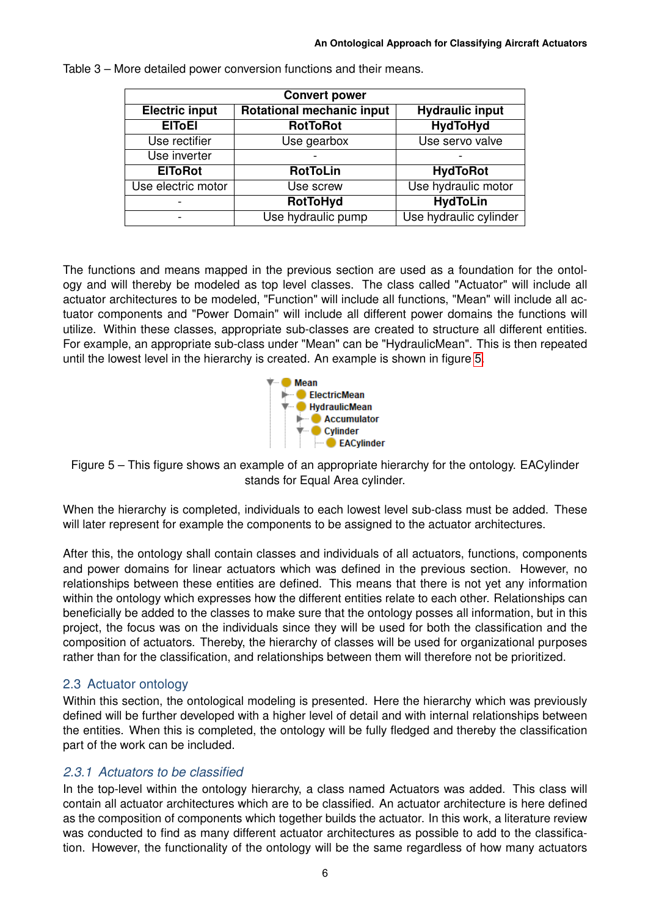Table 3 – More detailed power conversion functions and their means.

| Convert power | | |
|---|---|---|
| **Electric input** | **Rotational mechanic input** | **Hydraulic input** |
| **ElToEl** | **RotToRot** | **HydToHyd** |
| Use rectifier | Use gearbox | Use servo valve |
| Use inverter | - | - |
| **ElToRot** | **RotToLin** | **HydToRot** |
| Use electric motor | Use screw | Use hydraulic motor |
| - | **RotToHyd** | **HydToLin** |
| - | Use hydraulic pump | Use hydraulic cylinder |

The functions and means mapped in the previous section are used as a foundation for the ontology and will thereby be modeled as top level classes. The class called "Actuator" will include all actuator architectures to be modeled, "Function" will include all functions, "Mean" will include all actuator components and "Power Domain" will include all different power domains the functions will utilize. Within these classes, appropriate sub-classes are created to structure all different entities. For example, an appropriate sub-class under "Mean" can be "HydraulicMean". This is then repeated until the lowest level in the hierarchy is created. An example is shown in figure 5.

- Mean
  - ElectricMean
  - HydraulicMean
    - Accumulator
    - Cylinder
      - EACylinder

Figure 5 – This figure shows an example of an appropriate hierarchy for the ontology. EACylinder stands for Equal Area cylinder.

When the hierarchy is completed, individuals to each lowest level sub-class must be added. These will later represent for example the components to be assigned to the actuator architectures.

After this, the ontology shall contain classes and individuals of all actuators, functions, components and power domains for linear actuators which was defined in the previous section. However, no relationships between these entities are defined. This means that there is not yet any information within the ontology which expresses how the different entities relate to each other. Relationships can beneficially be added to the classes to make sure that the ontology posses all information, but in this project, the focus was on the individuals since they will be used for both the classification and the composition of actuators. Thereby, the hierarchy of classes will be used for organizational purposes rather than for the classification, and relationships between them will therefore not be prioritized.

## 2.3 Actuator ontology

Within this section, the ontological modeling is presented. Here the hierarchy which was previously defined will be further developed with a higher level of detail and with internal relationships between the entities. When this is completed, the ontology will be fully fledged and thereby the classification part of the work can be included.

### *2.3.1 Actuators to be classified*

In the top-level within the ontology hierarchy, a class named Actuators was added. This class will contain all actuator architectures which are to be classified. An actuator architecture is here defined as the composition of components which together builds the actuator. In this work, a literature review was conducted to find as many different actuator architectures as possible to add to the classification. However, the functionality of the ontology will be the same regardless of how many actuators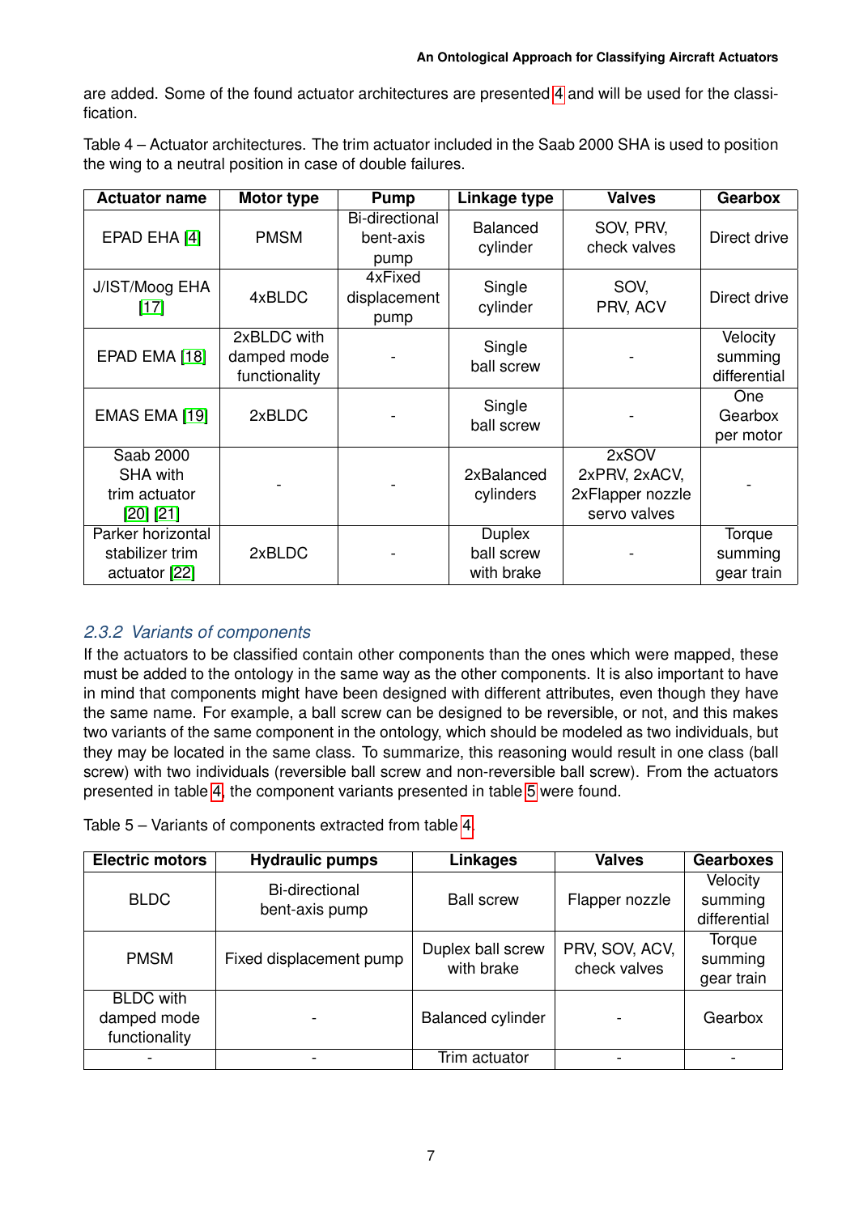are added. Some of the found actuator architectures are presented 4 and will be used for the classification.

Table 4 – Actuator architectures. The trim actuator included in the Saab 2000 SHA is used to position the wing to a neutral position in case of double failures.

| Actuator name | Motor type | Pump | Linkage type | Valves | Gearbox |
|---|---|---|---|---|---|
| EPAD EHA [4] | PMSM | Bi-directional bent-axis pump | Balanced cylinder | SOV, PRV, check valves | Direct drive |
| J/IST/Moog EHA [17] | 4xBLDC | 4xFixed displacement pump | Single cylinder | SOV, PRV, ACV | Direct drive |
| EPAD EMA [18] | 2xBLDC with damped mode functionality | - | Single ball screw | - | Velocity summing differential |
| EMAS EMA [19] | 2xBLDC | - | Single ball screw | - | One Gearbox per motor |
| Saab 2000 SHA with trim actuator [20] [21] | - | - | 2xBalanced cylinders | 2xSOV 2xPRV, 2xACV, 2xFlapper nozzle servo valves | - |
| Parker horizontal stabilizer trim actuator [22] | 2xBLDC | - | Duplex ball screw with brake | - | Torque summing gear train |

### 2.3.2 Variants of components

If the actuators to be classified contain other components than the ones which were mapped, these must be added to the ontology in the same way as the other components. It is also important to have in mind that components might have been designed with different attributes, even though they have the same name. For example, a ball screw can be designed to be reversible, or not, and this makes two variants of the same component in the ontology, which should be modeled as two individuals, but they may be located in the same class. To summarize, this reasoning would result in one class (ball screw) with two individuals (reversible ball screw and non-reversible ball screw). From the actuators presented in table 4, the component variants presented in table 5 were found.

Table 5 – Variants of components extracted from table 4.

| Electric motors | Hydraulic pumps | Linkages | Valves | Gearboxes |
|---|---|---|---|---|
| BLDC | Bi-directional bent-axis pump | Ball screw | Flapper nozzle | Velocity summing differential |
| PMSM | Fixed displacement pump | Duplex ball screw with brake | PRV, SOV, ACV, check valves | Torque summing gear train |
| BLDC with damped mode functionality | - | Balanced cylinder | - | Gearbox |
| - | - | Trim actuator | - | - |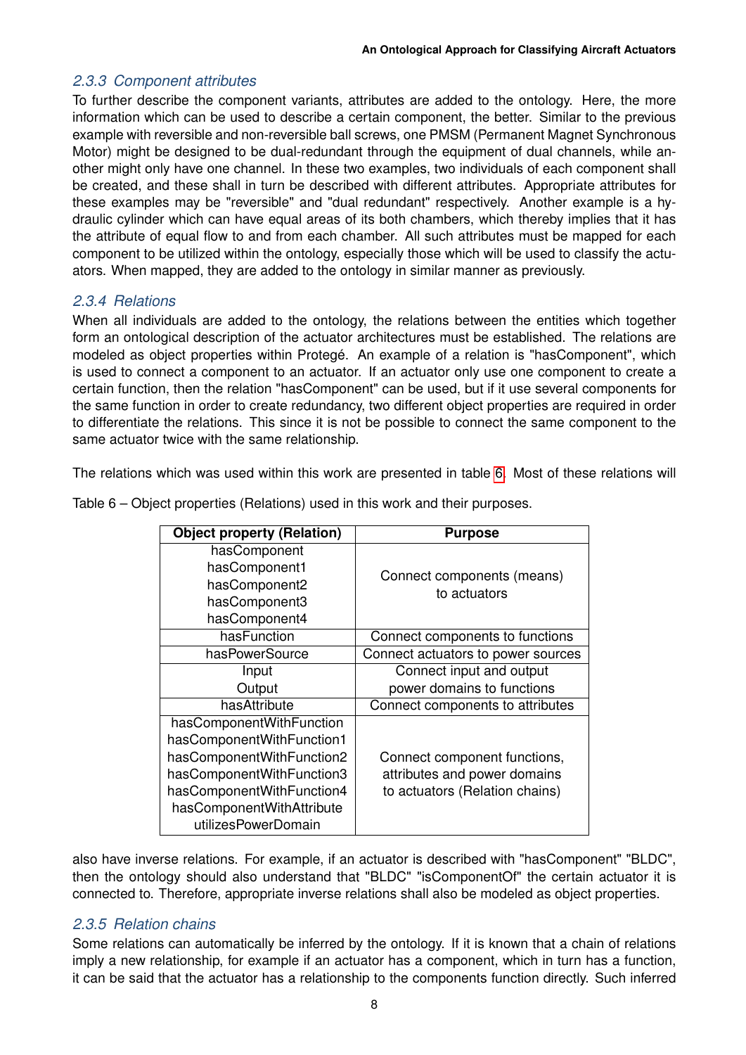### 2.3.3 Component attributes

To further describe the component variants, attributes are added to the ontology. Here, the more information which can be used to describe a certain component, the better. Similar to the previous example with reversible and non-reversible ball screws, one PMSM (Permanent Magnet Synchronous Motor) might be designed to be dual-redundant through the equipment of dual channels, while another might only have one channel. In these two examples, two individuals of each component shall be created, and these shall in turn be described with different attributes. Appropriate attributes for these examples may be "reversible" and "dual redundant" respectively. Another example is a hydraulic cylinder which can have equal areas of its both chambers, which thereby implies that it has the attribute of equal flow to and from each chamber. All such attributes must be mapped for each component to be utilized within the ontology, especially those which will be used to classify the actuators. When mapped, they are added to the ontology in similar manner as previously.

### 2.3.4 Relations

When all individuals are added to the ontology, the relations between the entities which together form an ontological description of the actuator architectures must be established. The relations are modeled as object properties within Protegé. An example of a relation is "hasComponent", which is used to connect a component to an actuator. If an actuator only use one component to create a certain function, then the relation "hasComponent" can be used, but if it use several components for the same function in order to create redundancy, two different object properties are required in order to differentiate the relations. This since it is not be possible to connect the same component to the same actuator twice with the same relationship.

The relations which was used within this work are presented in table 6. Most of these relations will also have inverse relations. For example, if an actuator is described with "hasComponent" "BLDC", then the ontology should also understand that "BLDC" "isComponentOf" the certain actuator it is connected to. Therefore, appropriate inverse relations shall also be modeled as object properties.

Table 6 – Object properties (Relations) used in this work and their purposes.

| Object property (Relation) | Purpose |
|---|---|
| hasComponent<br>hasComponent1<br>hasComponent2<br>hasComponent3<br>hasComponent4 | Connect components (means) to actuators |
| hasFunction | Connect components to functions |
| hasPowerSource | Connect actuators to power sources |
| Input<br>Output | Connect input and output power domains to functions |
| hasAttribute | Connect components to attributes |
| hasComponentWithFunction<br>hasComponentWithFunction1<br>hasComponentWithFunction2<br>hasComponentWithFunction3<br>hasComponentWithFunction4<br>hasComponentWithAttribute<br>utilizesPowerDomain | Connect component functions, attributes and power domains to actuators (Relation chains) |

### 2.3.5 Relation chains

Some relations can automatically be inferred by the ontology. If it is known that a chain of relations imply a new relationship, for example if an actuator has a component, which in turn has a function, it can be said that the actuator has a relationship to the components function directly. Such inferred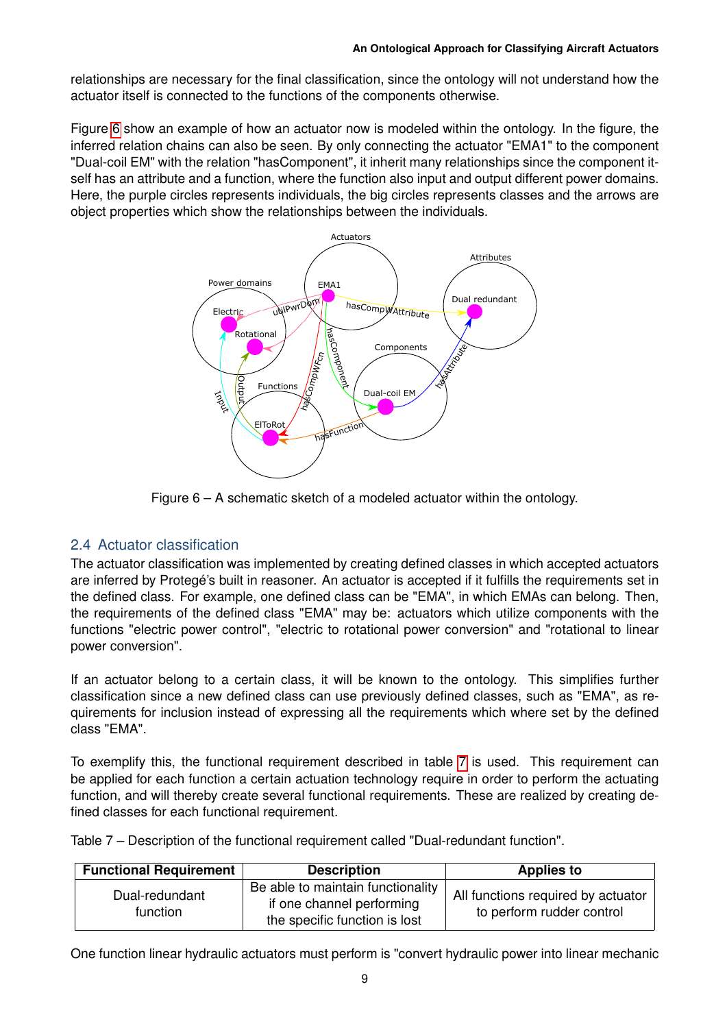relationships are necessary for the final classification, since the ontology will not understand how the actuator itself is connected to the functions of the components otherwise.

Figure 6 show an example of how an actuator now is modeled within the ontology. In the figure, the inferred relation chains can also be seen. By only connecting the actuator "EMA1" to the component "Dual-coil EM" with the relation "hasComponent", it inherit many relationships since the component itself has an attribute and a function, where the function also input and output different power domains. Here, the purple circles represents individuals, the big circles represents classes and the arrows are object properties which show the relationships between the individuals.

Figure 6 – A schematic sketch of a modeled actuator within the ontology.

## 2.4 Actuator classification

The actuator classification was implemented by creating defined classes in which accepted actuators are inferred by Protegé's built in reasoner. An actuator is accepted if it fulfills the requirements set in the defined class. For example, one defined class can be "EMA", in which EMAs can belong. Then, the requirements of the defined class "EMA" may be: actuators which utilize components with the functions "electric power control", "electric to rotational power conversion" and "rotational to linear power conversion".

If an actuator belong to a certain class, it will be known to the ontology. This simplifies further classification since a new defined class can use previously defined classes, such as "EMA", as requirements for inclusion instead of expressing all the requirements which where set by the defined class "EMA".

To exemplify this, the functional requirement described in table 7 is used. This requirement can be applied for each function a certain actuation technology require in order to perform the actuating function, and will thereby create several functional requirements. These are realized by creating defined classes for each functional requirement.

Table 7 – Description of the functional requirement called "Dual-redundant function".

| Functional Requirement | Description | Applies to |
|---|---|---|
| Dual-redundant function | Be able to maintain functionality if one channel performing the specific function is lost | All functions required by actuator to perform rudder control |

One function linear hydraulic actuators must perform is "convert hydraulic power into linear mechanic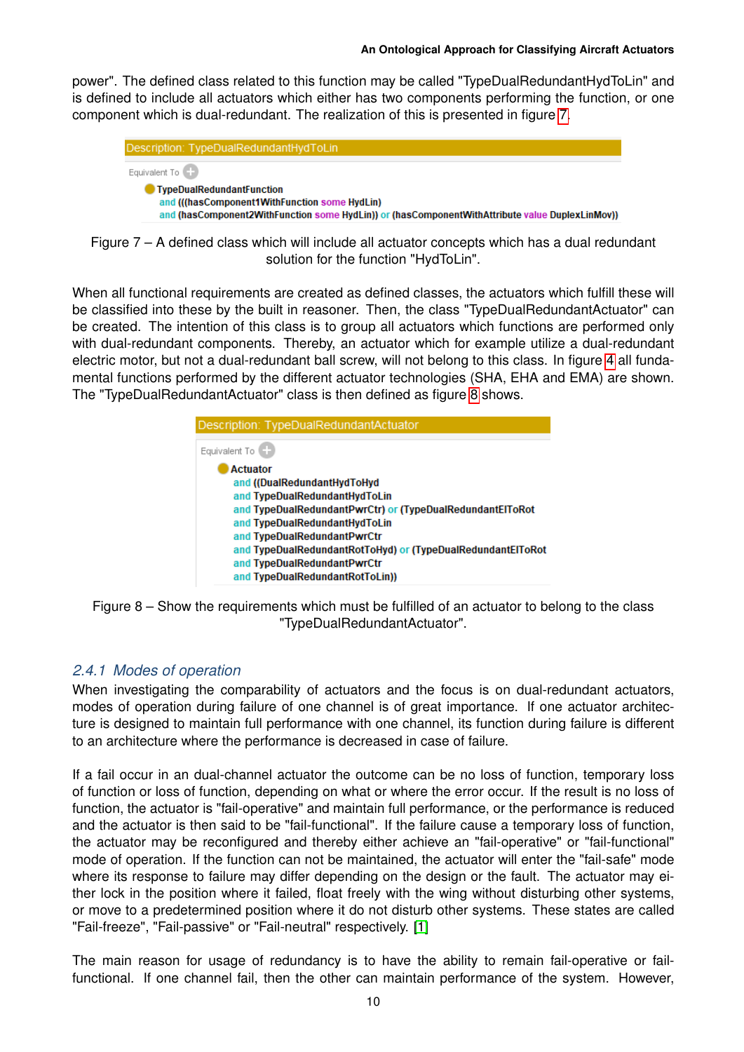power". The defined class related to this function may be called "TypeDualRedundantHydToLin" and is defined to include all actuators which either has two components performing the function, or one component which is dual-redundant. The realization of this is presented in figure 7.

```
Description: TypeDualRedundantHydToLin

Equivalent To
  TypeDualRedundantFunction
    and (((hasComponent1WithFunction some HydLin)
    and (hasComponent2WithFunction some HydLin)) or (hasComponentWithAttribute value DuplexLinMov))
```

Figure 7 – A defined class which will include all actuator concepts which has a dual redundant solution for the function "HydToLin".

When all functional requirements are created as defined classes, the actuators which fulfill these will be classified into these by the built in reasoner. Then, the class "TypeDualRedundantActuator" can be created. The intention of this class is to group all actuators which functions are performed only with dual-redundant components. Thereby, an actuator which for example utilize a dual-redundant electric motor, but not a dual-redundant ball screw, will not belong to this class. In figure 4 all fundamental functions performed by the different actuator technologies (SHA, EHA and EMA) are shown. The "TypeDualRedundantActuator" class is then defined as figure 8 shows.

```
Description: TypeDualRedundantActuator

Equivalent To
  Actuator
    and ((DualRedundantHydToHyd
    and TypeDualRedundantHydToLin
    and TypeDualRedundantPwrCtr) or (TypeDualRedundantElToRot
    and TypeDualRedundantHydToLin
    and TypeDualRedundantPwrCtr
    and TypeDualRedundantRotToHyd) or (TypeDualRedundantElToRot
    and TypeDualRedundantPwrCtr
    and TypeDualRedundantRotToLin))
```

Figure 8 – Show the requirements which must be fulfilled of an actuator to belong to the class "TypeDualRedundantActuator".

### *2.4.1 Modes of operation*

When investigating the comparability of actuators and the focus is on dual-redundant actuators, modes of operation during failure of one channel is of great importance. If one actuator architecture is designed to maintain full performance with one channel, its function during failure is different to an architecture where the performance is decreased in case of failure.

If a fail occur in an dual-channel actuator the outcome can be no loss of function, temporary loss of function or loss of function, depending on what or where the error occur. If the result is no loss of function, the actuator is "fail-operative" and maintain full performance, or the performance is reduced and the actuator is then said to be "fail-functional". If the failure cause a temporary loss of function, the actuator may be reconfigured and thereby either achieve an "fail-operative" or "fail-functional" mode of operation. If the function can not be maintained, the actuator will enter the "fail-safe" mode where its response to failure may differ depending on the design or the fault. The actuator may either lock in the position where it failed, float freely with the wing without disturbing other systems, or move to a predetermined position where it do not disturb other systems. These states are called "Fail-freeze", "Fail-passive" or "Fail-neutral" respectively. [1]

The main reason for usage of redundancy is to have the ability to remain fail-operative or fail-functional. If one channel fail, then the other can maintain performance of the system. However,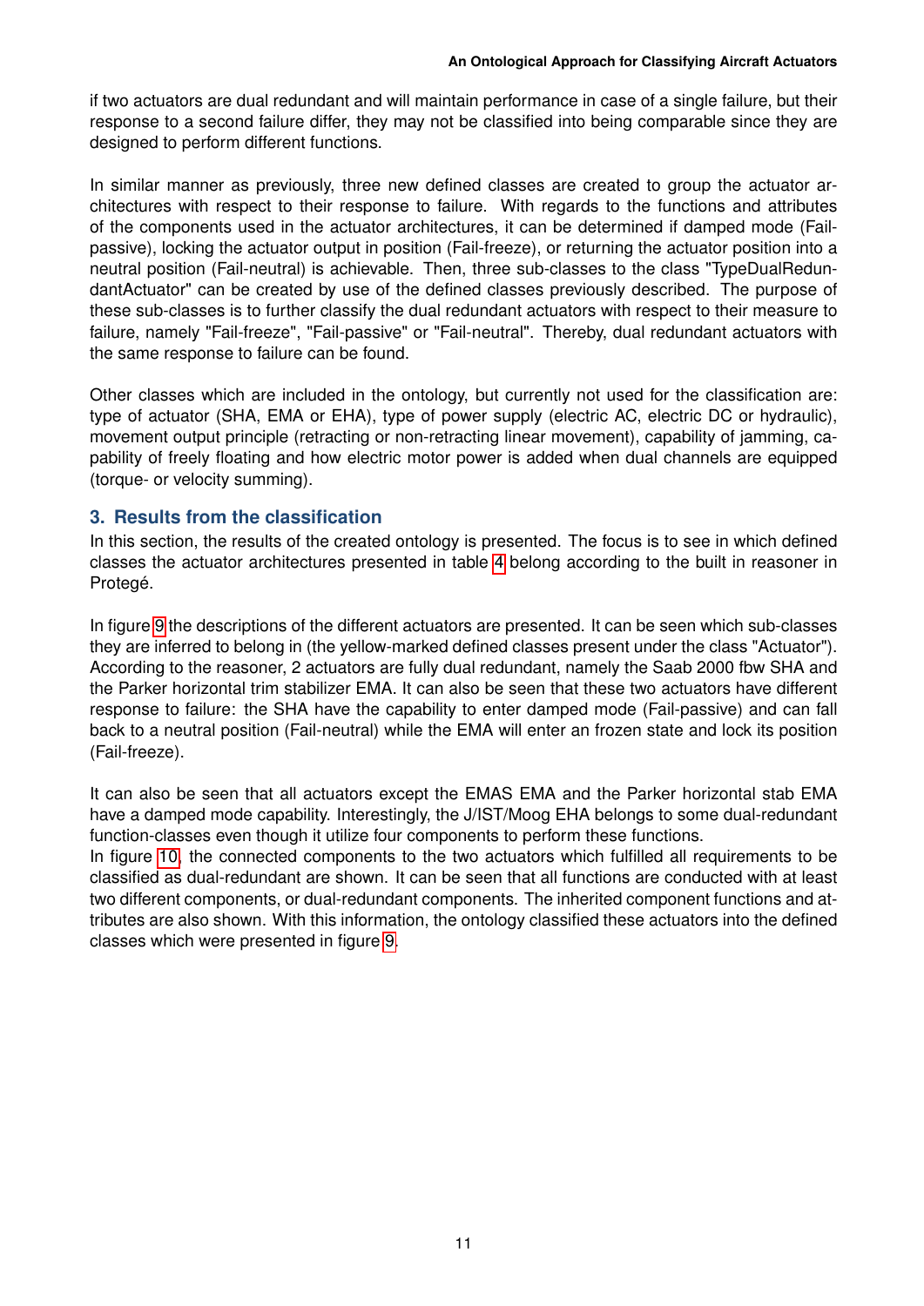if two actuators are dual redundant and will maintain performance in case of a single failure, but their response to a second failure differ, they may not be classified into being comparable since they are designed to perform different functions.

In similar manner as previously, three new defined classes are created to group the actuator architectures with respect to their response to failure. With regards to the functions and attributes of the components used in the actuator architectures, it can be determined if damped mode (Fail-passive), locking the actuator output in position (Fail-freeze), or returning the actuator position into a neutral position (Fail-neutral) is achievable. Then, three sub-classes to the class "TypeDualRedundantActuator" can be created by use of the defined classes previously described. The purpose of these sub-classes is to further classify the dual redundant actuators with respect to their measure to failure, namely "Fail-freeze", "Fail-passive" or "Fail-neutral". Thereby, dual redundant actuators with the same response to failure can be found.

Other classes which are included in the ontology, but currently not used for the classification are: type of actuator (SHA, EMA or EHA), type of power supply (electric AC, electric DC or hydraulic), movement output principle (retracting or non-retracting linear movement), capability of jamming, capability of freely floating and how electric motor power is added when dual channels are equipped (torque- or velocity summing).

## 3. Results from the classification

In this section, the results of the created ontology is presented. The focus is to see in which defined classes the actuator architectures presented in table 4 belong according to the built in reasoner in Protegé.

In figure 9 the descriptions of the different actuators are presented. It can be seen which sub-classes they are inferred to belong in (the yellow-marked defined classes present under the class "Actuator"). According to the reasoner, 2 actuators are fully dual redundant, namely the Saab 2000 fbw SHA and the Parker horizontal trim stabilizer EMA. It can also be seen that these two actuators have different response to failure: the SHA have the capability to enter damped mode (Fail-passive) and can fall back to a neutral position (Fail-neutral) while the EMA will enter an frozen state and lock its position (Fail-freeze).

It can also be seen that all actuators except the EMAS EMA and the Parker horizontal stab EMA have a damped mode capability. Interestingly, the J/IST/Moog EHA belongs to some dual-redundant function-classes even though it utilize four components to perform these functions.
In figure 10, the connected components to the two actuators which fulfilled all requirements to be classified as dual-redundant are shown. It can be seen that all functions are conducted with at least two different components, or dual-redundant components. The inherited component functions and attributes are also shown. With this information, the ontology classified these actuators into the defined classes which were presented in figure 9.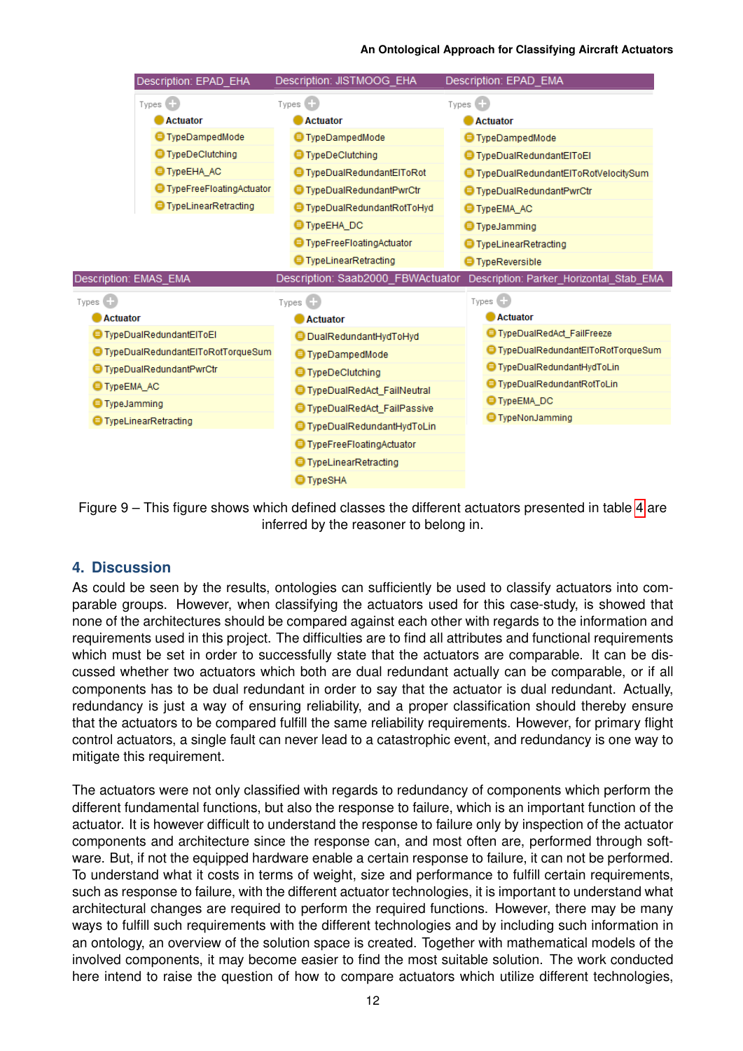**Description: EPAD_EHA**

Types

- Actuator
- TypeDampedMode
- TypeDeClutching
- TypeEHA_AC
- TypeFreeFloatingActuator
- TypeLinearRetracting

**Description: JISTMOOG_EHA**

Types

- Actuator
- TypeDampedMode
- TypeDeClutching
- TypeDualRedundantElToRot
- TypeDualRedundantPwrCtr
- TypeDualRedundantRotToHyd
- TypeEHA_DC
- TypeFreeFloatingActuator
- TypeLinearRetracting

**Description: EPAD_EMA**

Types

- Actuator
- TypeDampedMode
- TypeDualRedundantElToEl
- TypeDualRedundantElToRotVelocitySum
- TypeDualRedundantPwrCtr
- TypeEMA_AC
- TypeJamming
- TypeLinearRetracting
- TypeReversible

**Description: EMAS_EMA**

Types

- Actuator
- TypeDualRedundantElToEl
- TypeDualRedundantElToRotTorqueSum
- TypeDualRedundantPwrCtr
- TypeEMA_AC
- TypeJamming
- TypeLinearRetracting

**Description: Saab2000_FBWActuator**

Types

- Actuator
- DualRedundantHydToHyd
- TypeDampedMode
- TypeDeClutching
- TypeDualRedAct_FailNeutral
- TypeDualRedAct_FailPassive
- TypeDualRedundantHydToLin
- TypeFreeFloatingActuator
- TypeLinearRetracting
- TypeSHA

**Description: Parker_Horizontal_Stab_EMA**

Types

- Actuator
- TypeDualRedAct_FailFreeze
- TypeDualRedundantElToRotTorqueSum
- TypeDualRedundantHydToLin
- TypeDualRedundantRotToLin
- TypeEMA_DC
- TypeNonJamming

Figure 9 – This figure shows which defined classes the different actuators presented in table 4 are inferred by the reasoner to belong in.

## 4. Discussion

As could be seen by the results, ontologies can sufficiently be used to classify actuators into comparable groups. However, when classifying the actuators used for this case-study, is showed that none of the architectures should be compared against each other with regards to the information and requirements used in this project. The difficulties are to find all attributes and functional requirements which must be set in order to successfully state that the actuators are comparable. It can be discussed whether two actuators which both are dual redundant actually can be comparable, or if all components has to be dual redundant in order to say that the actuator is dual redundant. Actually, redundancy is just a way of ensuring reliability, and a proper classification should thereby ensure that the actuators to be compared fulfill the same reliability requirements. However, for primary flight control actuators, a single fault can never lead to a catastrophic event, and redundancy is one way to mitigate this requirement.

The actuators were not only classified with regards to redundancy of components which perform the different fundamental functions, but also the response to failure, which is an important function of the actuator. It is however difficult to understand the response to failure only by inspection of the actuator components and architecture since the response can, and most often are, performed through software. But, if not the equipped hardware enable a certain response to failure, it can not be performed. To understand what it costs in terms of weight, size and performance to fulfill certain requirements, such as response to failure, with the different actuator technologies, it is important to understand what architectural changes are required to perform the required functions. However, there may be many ways to fulfill such requirements with the different technologies and by including such information in an ontology, an overview of the solution space is created. Together with mathematical models of the involved components, it may become easier to find the most suitable solution. The work conducted here intend to raise the question of how to compare actuators which utilize different technologies,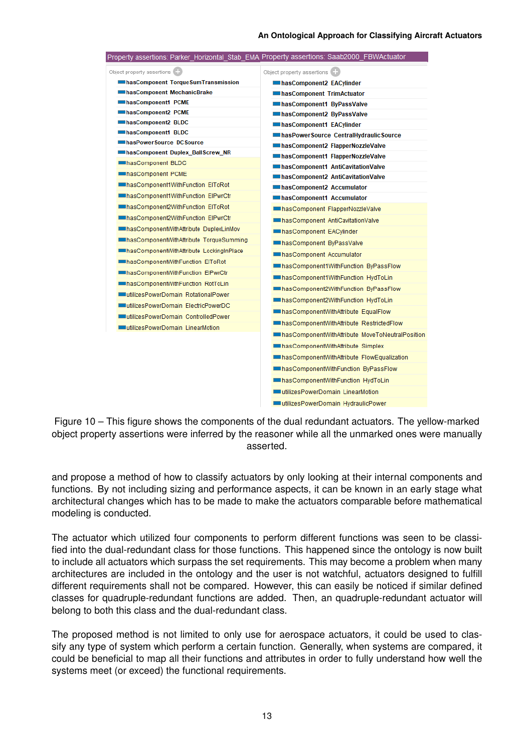| Property assertions: Parker_Horizontal_Stab_EMA | Property assertions: Saab2000_FBWActuator |
|---|---|
| Object property assertions | Object property assertions |
| hasComponent TorqueSumTransmission | hasComponent2 EACylinder |
| hasComponent MechanicBrake | hasComponent TrimActuator |
| hasComponent1 PCME | hasComponent1 ByPassValve |
| hasComponent2 PCME | hasComponent2 ByPassValve |
| hasComponent2 BLDC | hasComponent1 EACylinder |
| hasComponent1 BLDC | hasPowerSource CentralHydraulicSource |
| hasPowerSource DCSource | hasComponent2 FlapperNozzleValve |
| hasComponent Duplex_BallScrew_NR | hasComponent1 FlapperNozzleValve |
| hasComponent BLDC | hasComponent1 AntiCavitationValve |
| hasComponent PCME | hasComponent2 AntiCavitationValve |
| hasComponent1WithFunction ElToRot | hasComponent2 Accumulator |
| hasComponent1WithFunction ElPwrCtr | hasComponent1 Accumulator |
| hasComponent2WithFunction ElToRot | hasComponent FlapperNozzleValve |
| hasComponent2WithFunction ElPwrCtr | hasComponent AntiCavitationValve |
| hasComponentWithAttribute DuplexLinMov | hasComponent EACylinder |
| hasComponentWithAttribute TorqueSumming | hasComponent ByPassValve |
| hasComponentWithAttribute LockingInPlace | hasComponent Accumulator |
| hasComponentWithFunction ElToRot | hasComponent1WithFunction ByPassFlow |
| hasComponentWithFunction ElPwrCtr | hasComponent1WithFunction HydToLin |
| hasComponentWithFunction RotToLin | hasComponent2WithFunction ByPassFlow |
| utilizesPowerDomain RotationalPower | hasComponent2WithFunction HydToLin |
| utilizesPowerDomain ElectricPowerDC | hasComponentWithAttribute EqualFlow |
| utilizesPowerDomain ControlledPower | hasComponentWithAttribute RestrictedFlow |
| utilizesPowerDomain LinearMotion | hasComponentWithAttribute MoveToNeutralPosition |
| | hasComponentWithAttribute Simplex |
| | hasComponentWithAttribute FlowEqualization |
| | hasComponentWithFunction ByPassFlow |
| | hasComponentWithFunction HydToLin |
| | utilizesPowerDomain LinearMotion |
| | utilizesPowerDomain HydraulicPower |

Figure 10 – This figure shows the components of the dual redundant actuators. The yellow-marked object property assertions were inferred by the reasoner while all the unmarked ones were manually asserted.

and propose a method of how to classify actuators by only looking at their internal components and functions. By not including sizing and performance aspects, it can be known in an early stage what architectural changes which has to be made to make the actuators comparable before mathematical modeling is conducted.

The actuator which utilized four components to perform different functions was seen to be classified into the dual-redundant class for those functions. This happened since the ontology is now built to include all actuators which surpass the set requirements. This may become a problem when many architectures are included in the ontology and the user is not watchful, actuators designed to fulfill different requirements shall not be compared. However, this can easily be noticed if similar defined classes for quadruple-redundant functions are added. Then, an quadruple-redundant actuator will belong to both this class and the dual-redundant class.

The proposed method is not limited to only use for aerospace actuators, it could be used to classify any type of system which perform a certain function. Generally, when systems are compared, it could be beneficial to map all their functions and attributes in order to fully understand how well the systems meet (or exceed) the functional requirements.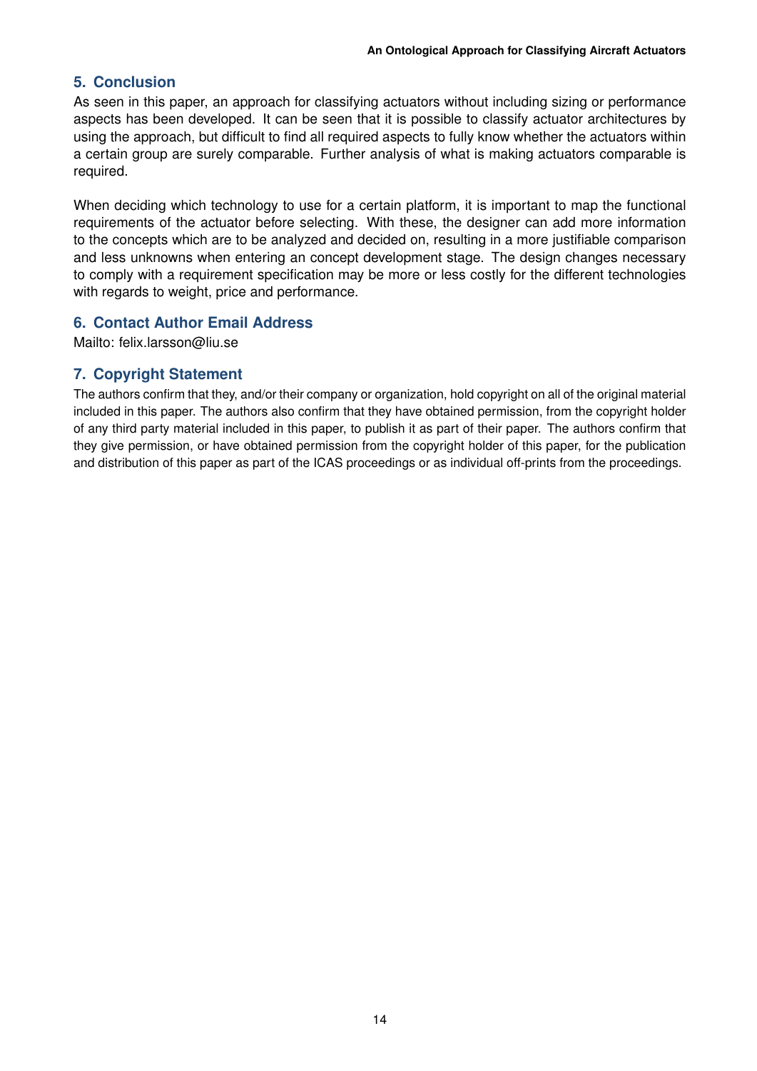## 5. Conclusion

As seen in this paper, an approach for classifying actuators without including sizing or performance aspects has been developed. It can be seen that it is possible to classify actuator architectures by using the approach, but difficult to find all required aspects to fully know whether the actuators within a certain group are surely comparable. Further analysis of what is making actuators comparable is required.

When deciding which technology to use for a certain platform, it is important to map the functional requirements of the actuator before selecting. With these, the designer can add more information to the concepts which are to be analyzed and decided on, resulting in a more justifiable comparison and less unknowns when entering an concept development stage. The design changes necessary to comply with a requirement specification may be more or less costly for the different technologies with regards to weight, price and performance.

## 6. Contact Author Email Address

Mailto: felix.larsson@liu.se

## 7. Copyright Statement

The authors confirm that they, and/or their company or organization, hold copyright on all of the original material included in this paper. The authors also confirm that they have obtained permission, from the copyright holder of any third party material included in this paper, to publish it as part of their paper. The authors confirm that they give permission, or have obtained permission from the copyright holder of this paper, for the publication and distribution of this paper as part of the ICAS proceedings or as individual off-prints from the proceedings.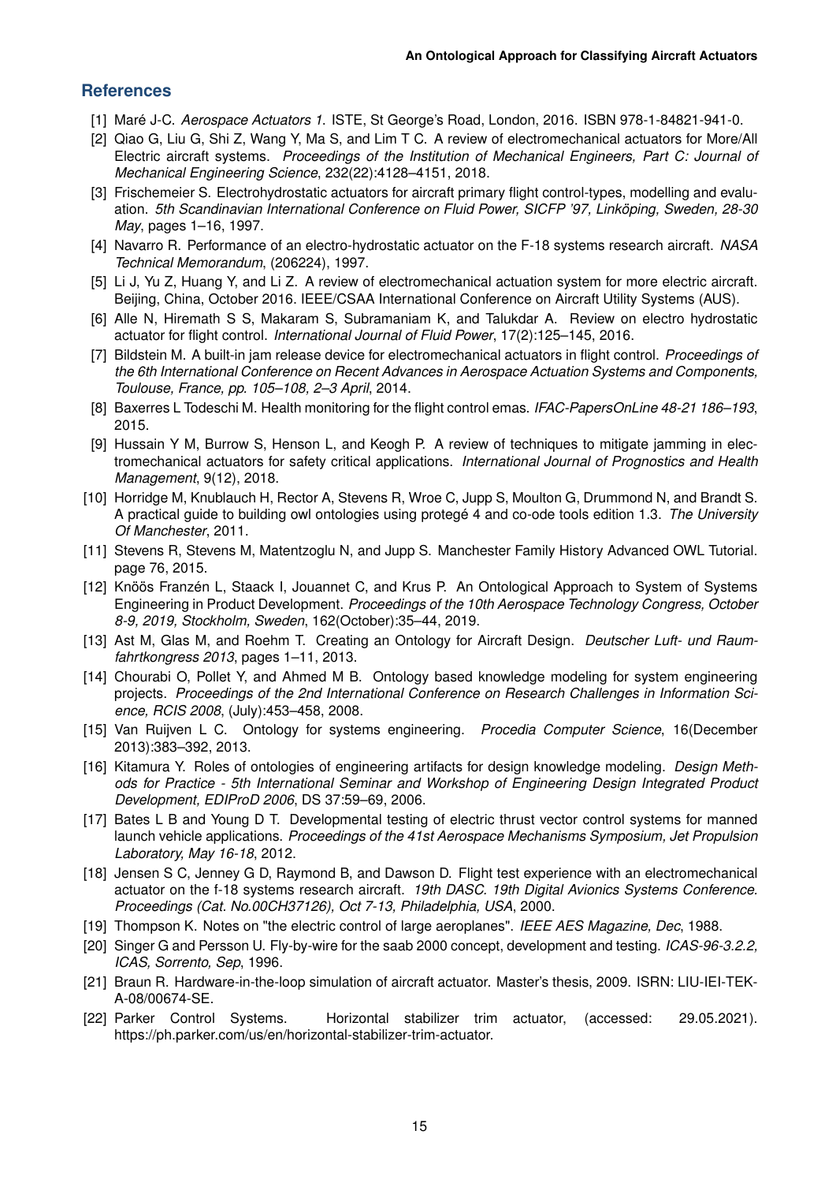## References

[1] Maré J-C. *Aerospace Actuators 1*. ISTE, St George's Road, London, 2016. ISBN 978-1-84821-941-0.

[2] Qiao G, Liu G, Shi Z, Wang Y, Ma S, and Lim T C. A review of electromechanical actuators for More/All Electric aircraft systems. *Proceedings of the Institution of Mechanical Engineers, Part C: Journal of Mechanical Engineering Science*, 232(22):4128–4151, 2018.

[3] Frischemeier S. Electrohydrostatic actuators for aircraft primary flight control-types, modelling and evaluation. *5th Scandinavian International Conference on Fluid Power, SICFP '97, Linköping, Sweden, 28-30 May*, pages 1–16, 1997.

[4] Navarro R. Performance of an electro-hydrostatic actuator on the F-18 systems research aircraft. *NASA Technical Memorandum*, (206224), 1997.

[5] Li J, Yu Z, Huang Y, and Li Z. A review of electromechanical actuation system for more electric aircraft. Beijing, China, October 2016. IEEE/CSAA International Conference on Aircraft Utility Systems (AUS).

[6] Alle N, Hiremath S S, Makaram S, Subramaniam K, and Talukdar A. Review on electro hydrostatic actuator for flight control. *International Journal of Fluid Power*, 17(2):125–145, 2016.

[7] Bildstein M. A built-in jam release device for electromechanical actuators in flight control. *Proceedings of the 6th International Conference on Recent Advances in Aerospace Actuation Systems and Components, Toulouse, France, pp. 105–108, 2–3 April*, 2014.

[8] Baxerres L Todeschi M. Health monitoring for the flight control emas. *IFAC-PapersOnLine 48-21 186–193*, 2015.

[9] Hussain Y M, Burrow S, Henson L, and Keogh P. A review of techniques to mitigate jamming in electromechanical actuators for safety critical applications. *International Journal of Prognostics and Health Management*, 9(12), 2018.

[10] Horridge M, Knublauch H, Rector A, Stevens R, Wroe C, Jupp S, Moulton G, Drummond N, and Brandt S. A practical guide to building owl ontologies using protegé 4 and co-ode tools edition 1.3. *The University Of Manchester*, 2011.

[11] Stevens R, Stevens M, Matentzoglu N, and Jupp S. Manchester Family History Advanced OWL Tutorial. page 76, 2015.

[12] Knöös Franzén L, Staack I, Jouannet C, and Krus P. An Ontological Approach to System of Systems Engineering in Product Development. *Proceedings of the 10th Aerospace Technology Congress, October 8-9, 2019, Stockholm, Sweden*, 162(October):35–44, 2019.

[13] Ast M, Glas M, and Roehm T. Creating an Ontology for Aircraft Design. *Deutscher Luft- und Raumfahrtkongress 2013*, pages 1–11, 2013.

[14] Chourabi O, Pollet Y, and Ahmed M B. Ontology based knowledge modeling for system engineering projects. *Proceedings of the 2nd International Conference on Research Challenges in Information Science, RCIS 2008*, (July):453–458, 2008.

[15] Van Ruijven L C. Ontology for systems engineering. *Procedia Computer Science*, 16(December 2013):383–392, 2013.

[16] Kitamura Y. Roles of ontologies of engineering artifacts for design knowledge modeling. *Design Methods for Practice - 5th International Seminar and Workshop of Engineering Design Integrated Product Development, EDIProD 2006*, DS 37:59–69, 2006.

[17] Bates L B and Young D T. Developmental testing of electric thrust vector control systems for manned launch vehicle applications. *Proceedings of the 41st Aerospace Mechanisms Symposium, Jet Propulsion Laboratory, May 16-18*, 2012.

[18] Jensen S C, Jenney G D, Raymond B, and Dawson D. Flight test experience with an electromechanical actuator on the f-18 systems research aircraft. *19th DASC. 19th Digital Avionics Systems Conference. Proceedings (Cat. No.00CH37126), Oct 7-13, Philadelphia, USA*, 2000.

[19] Thompson K. Notes on "the electric control of large aeroplanes". *IEEE AES Magazine, Dec*, 1988.

[20] Singer G and Persson U. Fly-by-wire for the saab 2000 concept, development and testing. *ICAS-96-3.2.2, ICAS, Sorrento, Sep*, 1996.

[21] Braun R. Hardware-in-the-loop simulation of aircraft actuator. Master's thesis, 2009. ISRN: LIU-IEI-TEK-A-08/00674-SE.

[22] Parker Control Systems. Horizontal stabilizer trim actuator, (accessed: 29.05.2021). https://ph.parker.com/us/en/horizontal-stabilizer-trim-actuator.